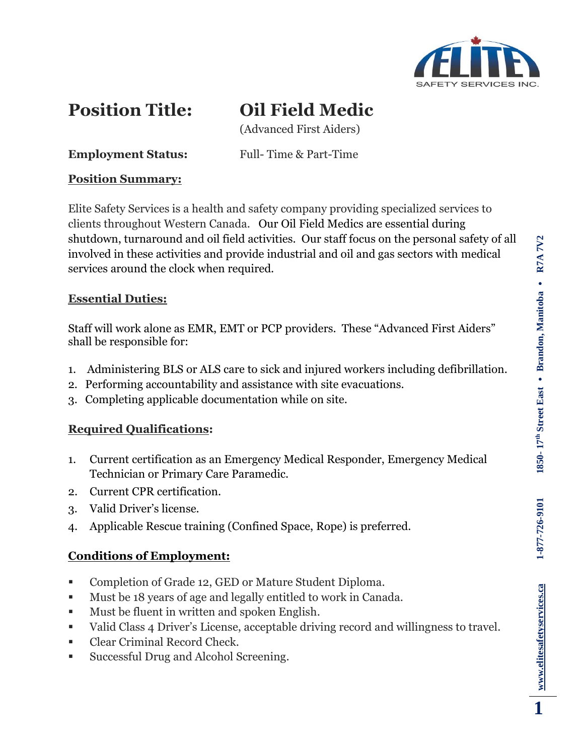# Position Title: Oil Field Medic

(Advanced First Aiders)

**Employment Status:** Full- Time & Part-Time

## Position Summary:

Elite Safety Services is a health and safety company providing specialized services to clients throughout Western Canada. Our Oil Field Medics are essential during shutdown, turnaround and oil field activities. Our staff focus on the personal safety of all involved in these activities and provide industrial and oil and gas sectors with medical services around the clock when required.

## Essential Duties:

Staff will work alone as EMR, EMT or PCP providers. These "Advanced First Aiders" shall be responsible for:

1. Administering BLS or ALS care to sick and injured workers including defibrillation.
2. Performing accountability and assistance with site evacuations.
3. Completing applicable documentation while on site.

## Required Qualifications:

1. Current certification as an Emergency Medical Responder, Emergency Medical Technician or Primary Care Paramedic.
2. Current CPR certification.
3. Valid Driver's license.
4. Applicable Rescue training (Confined Space, Rope) is preferred.

## Conditions of Employment:

- Completion of Grade 12, GED or Mature Student Diploma.
- Must be 18 years of age and legally entitled to work in Canada.
- Must be fluent in written and spoken English.
- Valid Class 4 Driver's License, acceptable driving record and willingness to travel.
- Clear Criminal Record Check.
- Successful Drug and Alcohol Screening.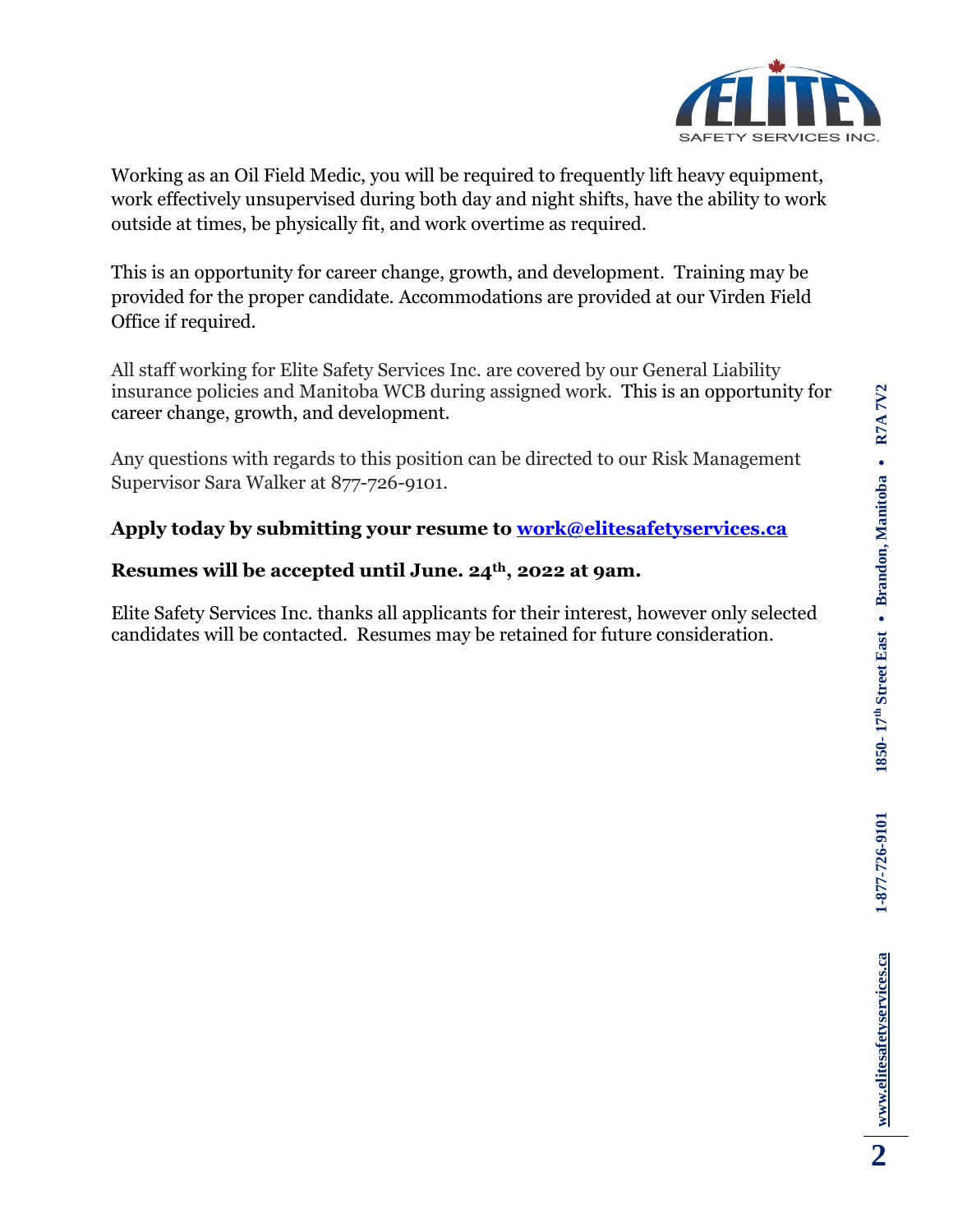Working as an Oil Field Medic, you will be required to frequently lift heavy equipment, work effectively unsupervised during both day and night shifts, have the ability to work outside at times, be physically fit, and work overtime as required.

This is an opportunity for career change, growth, and development. Training may be provided for the proper candidate. Accommodations are provided at our Virden Field Office if required.

All staff working for Elite Safety Services Inc. are covered by our General Liability insurance policies and Manitoba WCB during assigned work. This is an opportunity for career change, growth, and development.

Any questions with regards to this position can be directed to our Risk Management Supervisor Sara Walker at 877-726-9101.

**Apply today by submitting your resume to work@elitesafetyservices.ca**

**Resumes will be accepted until June. 24th, 2022 at 9am.**

Elite Safety Services Inc. thanks all applicants for their interest, however only selected candidates will be contacted. Resumes may be retained for future consideration.